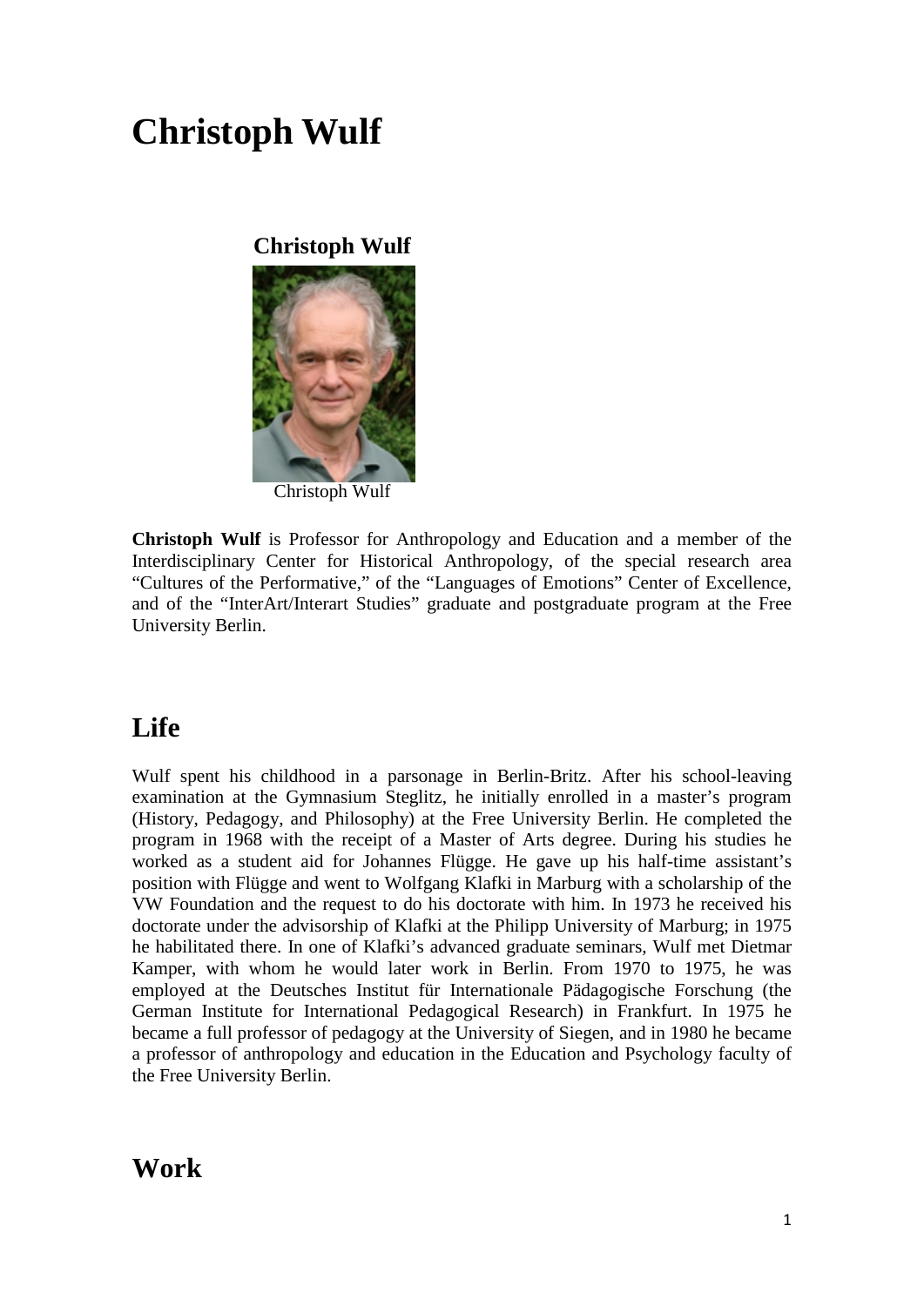# Christoph Wulf

**Christoph Wulf**

Christoph Wulf

**Christoph Wulf** is Professor for Anthropology and Education and a member of the Interdisciplinary Center for Historical Anthropology, of the special research area "Cultures of the Performative," of the "Languages of Emotions" Center of Excellence, and of the "InterArt/Interart Studies" graduate and postgraduate program at the Free University Berlin.

## Life

Wulf spent his childhood in a parsonage in Berlin-Britz. After his school-leaving examination at the Gymnasium Steglitz, he initially enrolled in a master's program (History, Pedagogy, and Philosophy) at the Free University Berlin. He completed the program in 1968 with the receipt of a Master of Arts degree. During his studies he worked as a student aid for Johannes Flügge. He gave up his half-time assistant's position with Flügge and went to Wolfgang Klafki in Marburg with a scholarship of the VW Foundation and the request to do his doctorate with him. In 1973 he received his doctorate under the advisorship of Klafki at the Philipp University of Marburg; in 1975 he habilitated there. In one of Klafki's advanced graduate seminars, Wulf met Dietmar Kamper, with whom he would later work in Berlin. From 1970 to 1975, he was employed at the Deutsches Institut für Internationale Pädagogische Forschung (the German Institute for International Pedagogical Research) in Frankfurt. In 1975 he became a full professor of pedagogy at the University of Siegen, and in 1980 he became a professor of anthropology and education in the Education and Psychology faculty of the Free University Berlin.

## Work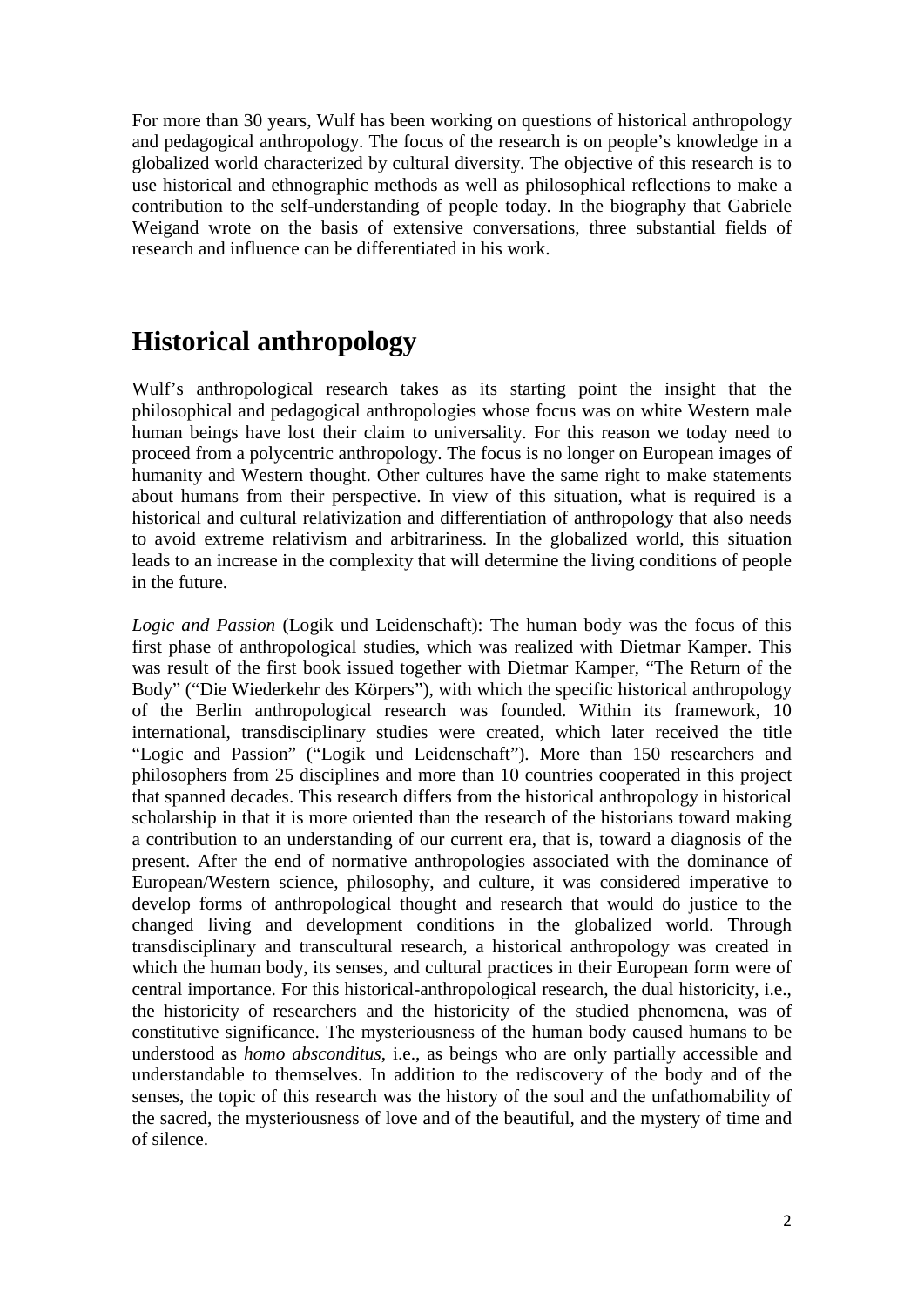For more than 30 years, Wulf has been working on questions of historical anthropology and pedagogical anthropology. The focus of the research is on people's knowledge in a globalized world characterized by cultural diversity. The objective of this research is to use historical and ethnographic methods as well as philosophical reflections to make a contribution to the self-understanding of people today. In the biography that Gabriele Weigand wrote on the basis of extensive conversations, three substantial fields of research and influence can be differentiated in his work.

## Historical anthropology

Wulf's anthropological research takes as its starting point the insight that the philosophical and pedagogical anthropologies whose focus was on white Western male human beings have lost their claim to universality. For this reason we today need to proceed from a polycentric anthropology. The focus is no longer on European images of humanity and Western thought. Other cultures have the same right to make statements about humans from their perspective. In view of this situation, what is required is a historical and cultural relativization and differentiation of anthropology that also needs to avoid extreme relativism and arbitrariness. In the globalized world, this situation leads to an increase in the complexity that will determine the living conditions of people in the future.

*Logic and Passion* (Logik und Leidenschaft): The human body was the focus of this first phase of anthropological studies, which was realized with Dietmar Kamper. This was result of the first book issued together with Dietmar Kamper, "The Return of the Body" ("Die Wiederkehr des Körpers"), with which the specific historical anthropology of the Berlin anthropological research was founded. Within its framework, 10 international, transdisciplinary studies were created, which later received the title "Logic and Passion" ("Logik und Leidenschaft"). More than 150 researchers and philosophers from 25 disciplines and more than 10 countries cooperated in this project that spanned decades. This research differs from the historical anthropology in historical scholarship in that it is more oriented than the research of the historians toward making a contribution to an understanding of our current era, that is, toward a diagnosis of the present. After the end of normative anthropologies associated with the dominance of European/Western science, philosophy, and culture, it was considered imperative to develop forms of anthropological thought and research that would do justice to the changed living and development conditions in the globalized world. Through transdisciplinary and transcultural research, a historical anthropology was created in which the human body, its senses, and cultural practices in their European form were of central importance. For this historical-anthropological research, the dual historicity, i.e., the historicity of researchers and the historicity of the studied phenomena, was of constitutive significance. The mysteriousness of the human body caused humans to be understood as *homo absconditus*, i.e., as beings who are only partially accessible and understandable to themselves. In addition to the rediscovery of the body and of the senses, the topic of this research was the history of the soul and the unfathomability of the sacred, the mysteriousness of love and of the beautiful, and the mystery of time and of silence.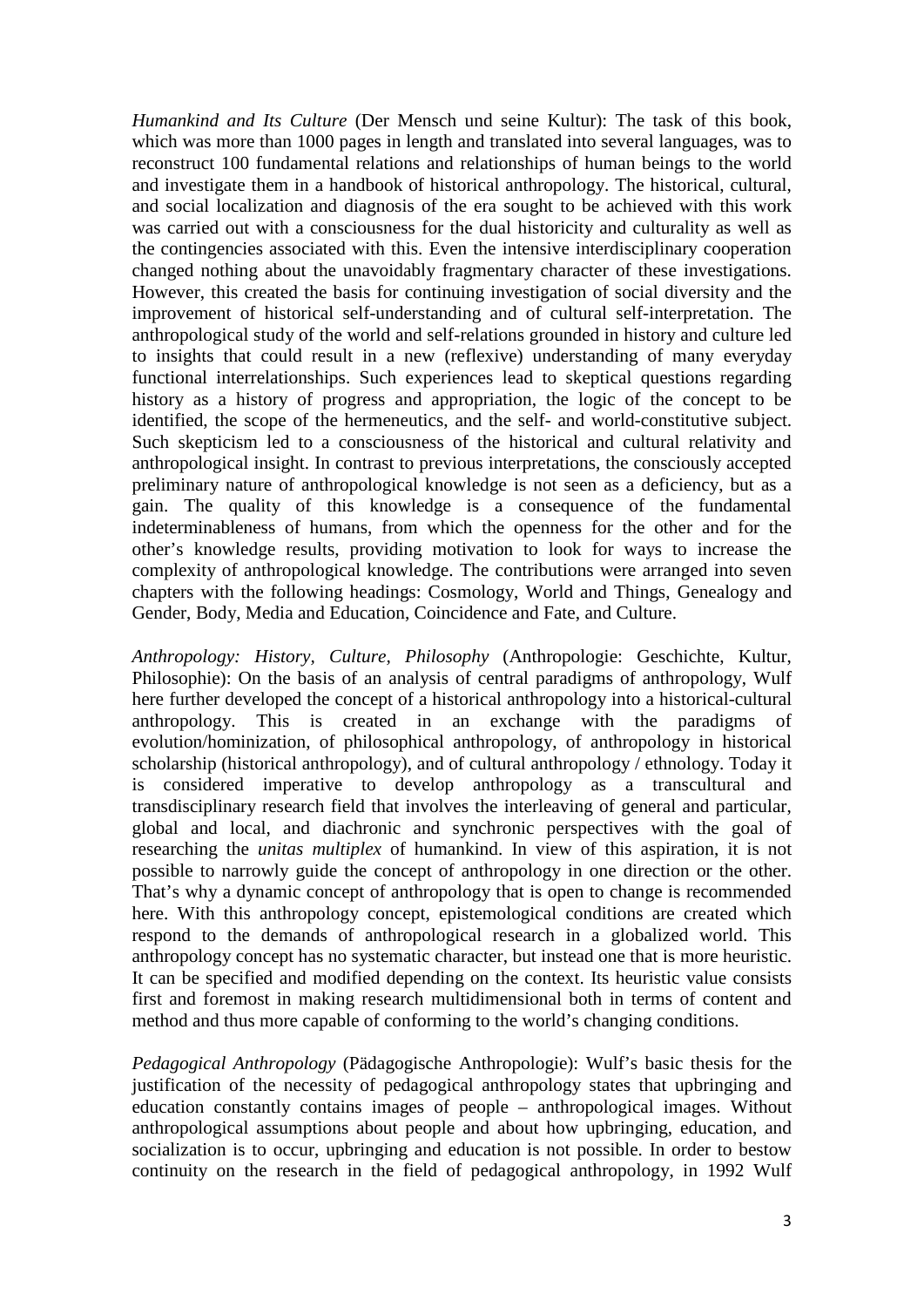*Humankind and Its Culture* (Der Mensch und seine Kultur): The task of this book, which was more than 1000 pages in length and translated into several languages, was to reconstruct 100 fundamental relations and relationships of human beings to the world and investigate them in a handbook of historical anthropology. The historical, cultural, and social localization and diagnosis of the era sought to be achieved with this work was carried out with a consciousness for the dual historicity and culturality as well as the contingencies associated with this. Even the intensive interdisciplinary cooperation changed nothing about the unavoidably fragmentary character of these investigations. However, this created the basis for continuing investigation of social diversity and the improvement of historical self-understanding and of cultural self-interpretation. The anthropological study of the world and self-relations grounded in history and culture led to insights that could result in a new (reflexive) understanding of many everyday functional interrelationships. Such experiences lead to skeptical questions regarding history as a history of progress and appropriation, the logic of the concept to be identified, the scope of the hermeneutics, and the self- and world-constitutive subject. Such skepticism led to a consciousness of the historical and cultural relativity and anthropological insight. In contrast to previous interpretations, the consciously accepted preliminary nature of anthropological knowledge is not seen as a deficiency, but as a gain. The quality of this knowledge is a consequence of the fundamental indeterminableness of humans, from which the openness for the other and for the other's knowledge results, providing motivation to look for ways to increase the complexity of anthropological knowledge. The contributions were arranged into seven chapters with the following headings: Cosmology, World and Things, Genealogy and Gender, Body, Media and Education, Coincidence and Fate, and Culture.

*Anthropology: History, Culture, Philosophy* (Anthropologie: Geschichte, Kultur, Philosophie): On the basis of an analysis of central paradigms of anthropology, Wulf here further developed the concept of a historical anthropology into a historical-cultural anthropology. This is created in an exchange with the paradigms of evolution/hominization, of philosophical anthropology, of anthropology in historical scholarship (historical anthropology), and of cultural anthropology / ethnology. Today it is considered imperative to develop anthropology as a transcultural and transdisciplinary research field that involves the interleaving of general and particular, global and local, and diachronic and synchronic perspectives with the goal of researching the *unitas multiplex* of humankind. In view of this aspiration, it is not possible to narrowly guide the concept of anthropology in one direction or the other. That's why a dynamic concept of anthropology that is open to change is recommended here. With this anthropology concept, epistemological conditions are created which respond to the demands of anthropological research in a globalized world. This anthropology concept has no systematic character, but instead one that is more heuristic. It can be specified and modified depending on the context. Its heuristic value consists first and foremost in making research multidimensional both in terms of content and method and thus more capable of conforming to the world's changing conditions.

*Pedagogical Anthropology* (Pädagogische Anthropologie): Wulf's basic thesis for the justification of the necessity of pedagogical anthropology states that upbringing and education constantly contains images of people – anthropological images. Without anthropological assumptions about people and about how upbringing, education, and socialization is to occur, upbringing and education is not possible. In order to bestow continuity on the research in the field of pedagogical anthropology, in 1992 Wulf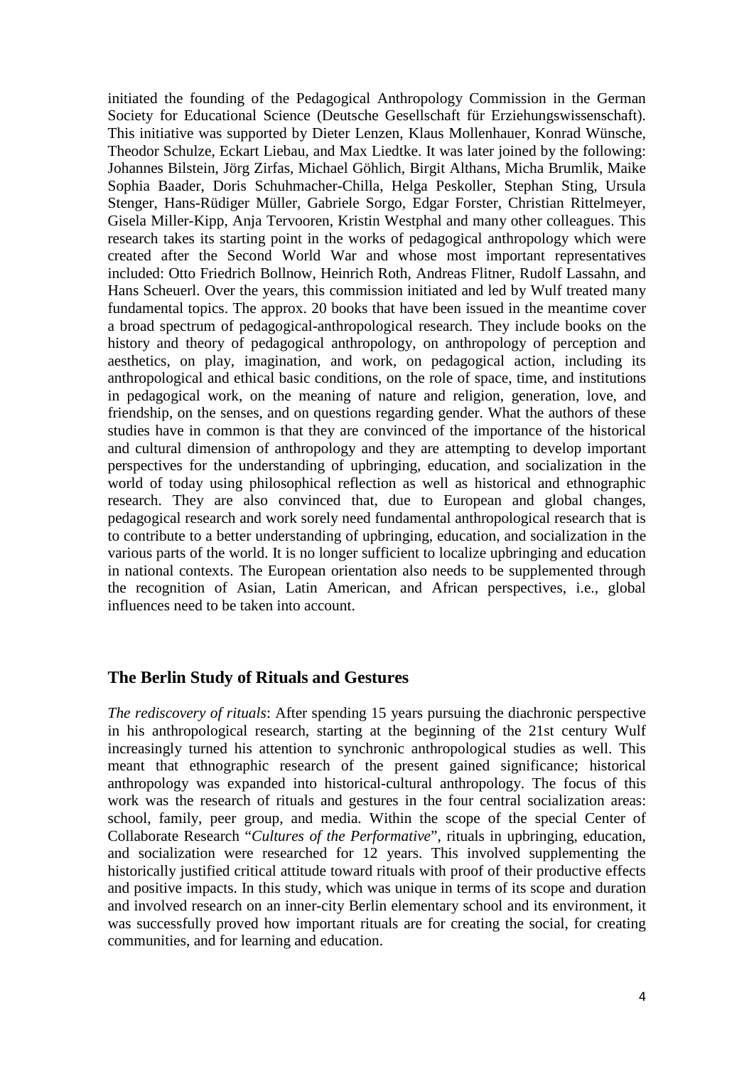initiated the founding of the Pedagogical Anthropology Commission in the German Society for Educational Science (Deutsche Gesellschaft für Erziehungswissenschaft). This initiative was supported by Dieter Lenzen, Klaus Mollenhauer, Konrad Wünsche, Theodor Schulze, Eckart Liebau, and Max Liedtke. It was later joined by the following: Johannes Bilstein, Jörg Zirfas, Michael Göhlich, Birgit Althans, Micha Brumlik, Maike Sophia Baader, Doris Schuhmacher-Chilla, Helga Peskoller, Stephan Sting, Ursula Stenger, Hans-Rüdiger Müller, Gabriele Sorgo, Edgar Forster, Christian Rittelmeyer, Gisela Miller-Kipp, Anja Tervooren, Kristin Westphal and many other colleagues. This research takes its starting point in the works of pedagogical anthropology which were created after the Second World War and whose most important representatives included: Otto Friedrich Bollnow, Heinrich Roth, Andreas Flitner, Rudolf Lassahn, and Hans Scheuerl. Over the years, this commission initiated and led by Wulf treated many fundamental topics. The approx. 20 books that have been issued in the meantime cover a broad spectrum of pedagogical-anthropological research. They include books on the history and theory of pedagogical anthropology, on anthropology of perception and aesthetics, on play, imagination, and work, on pedagogical action, including its anthropological and ethical basic conditions, on the role of space, time, and institutions in pedagogical work, on the meaning of nature and religion, generation, love, and friendship, on the senses, and on questions regarding gender. What the authors of these studies have in common is that they are convinced of the importance of the historical and cultural dimension of anthropology and they are attempting to develop important perspectives for the understanding of upbringing, education, and socialization in the world of today using philosophical reflection as well as historical and ethnographic research. They are also convinced that, due to European and global changes, pedagogical research and work sorely need fundamental anthropological research that is to contribute to a better understanding of upbringing, education, and socialization in the various parts of the world. It is no longer sufficient to localize upbringing and education in national contexts. The European orientation also needs to be supplemented through the recognition of Asian, Latin American, and African perspectives, i.e., global influences need to be taken into account.

## The Berlin Study of Rituals and Gestures

*The rediscovery of rituals*: After spending 15 years pursuing the diachronic perspective in his anthropological research, starting at the beginning of the 21st century Wulf increasingly turned his attention to synchronic anthropological studies as well. This meant that ethnographic research of the present gained significance; historical anthropology was expanded into historical-cultural anthropology. The focus of this work was the research of rituals and gestures in the four central socialization areas: school, family, peer group, and media. Within the scope of the special Center of Collaborate Research "*Cultures of the Performative*", rituals in upbringing, education, and socialization were researched for 12 years. This involved supplementing the historically justified critical attitude toward rituals with proof of their productive effects and positive impacts. In this study, which was unique in terms of its scope and duration and involved research on an inner-city Berlin elementary school and its environment, it was successfully proved how important rituals are for creating the social, for creating communities, and for learning and education.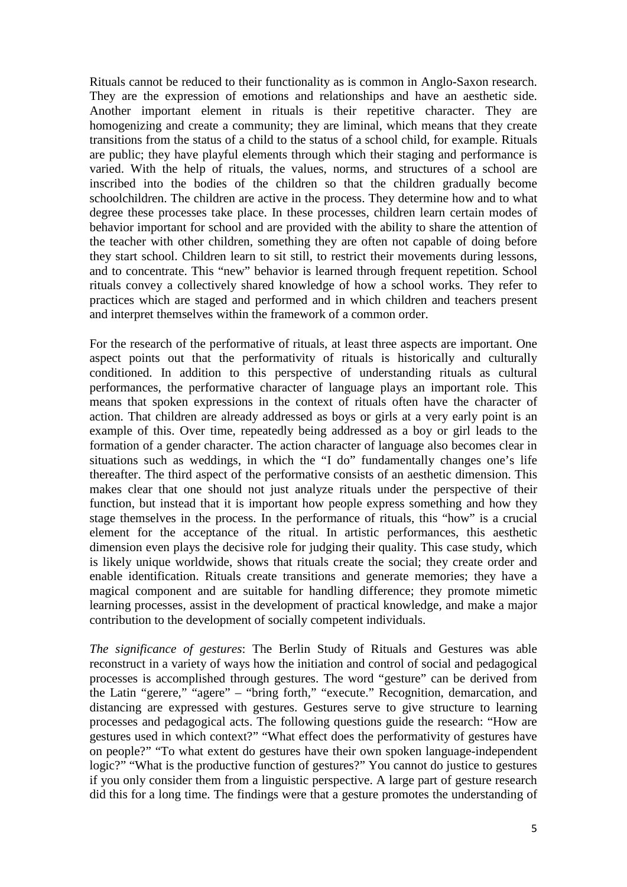Rituals cannot be reduced to their functionality as is common in Anglo-Saxon research. They are the expression of emotions and relationships and have an aesthetic side. Another important element in rituals is their repetitive character. They are homogenizing and create a community; they are liminal, which means that they create transitions from the status of a child to the status of a school child, for example. Rituals are public; they have playful elements through which their staging and performance is varied. With the help of rituals, the values, norms, and structures of a school are inscribed into the bodies of the children so that the children gradually become schoolchildren. The children are active in the process. They determine how and to what degree these processes take place. In these processes, children learn certain modes of behavior important for school and are provided with the ability to share the attention of the teacher with other children, something they are often not capable of doing before they start school. Children learn to sit still, to restrict their movements during lessons, and to concentrate. This "new" behavior is learned through frequent repetition. School rituals convey a collectively shared knowledge of how a school works. They refer to practices which are staged and performed and in which children and teachers present and interpret themselves within the framework of a common order.

For the research of the performative of rituals, at least three aspects are important. One aspect points out that the performativity of rituals is historically and culturally conditioned. In addition to this perspective of understanding rituals as cultural performances, the performative character of language plays an important role. This means that spoken expressions in the context of rituals often have the character of action. That children are already addressed as boys or girls at a very early point is an example of this. Over time, repeatedly being addressed as a boy or girl leads to the formation of a gender character. The action character of language also becomes clear in situations such as weddings, in which the "I do" fundamentally changes one's life thereafter. The third aspect of the performative consists of an aesthetic dimension. This makes clear that one should not just analyze rituals under the perspective of their function, but instead that it is important how people express something and how they stage themselves in the process. In the performance of rituals, this "how" is a crucial element for the acceptance of the ritual. In artistic performances, this aesthetic dimension even plays the decisive role for judging their quality. This case study, which is likely unique worldwide, shows that rituals create the social; they create order and enable identification. Rituals create transitions and generate memories; they have a magical component and are suitable for handling difference; they promote mimetic learning processes, assist in the development of practical knowledge, and make a major contribution to the development of socially competent individuals.

*The significance of gestures*: The Berlin Study of Rituals and Gestures was able reconstruct in a variety of ways how the initiation and control of social and pedagogical processes is accomplished through gestures. The word "gesture" can be derived from the Latin "gerere," "agere" – "bring forth," "execute." Recognition, demarcation, and distancing are expressed with gestures. Gestures serve to give structure to learning processes and pedagogical acts. The following questions guide the research: "How are gestures used in which context?" "What effect does the performativity of gestures have on people?" "To what extent do gestures have their own spoken language-independent logic?" "What is the productive function of gestures?" You cannot do justice to gestures if you only consider them from a linguistic perspective. A large part of gesture research did this for a long time. The findings were that a gesture promotes the understanding of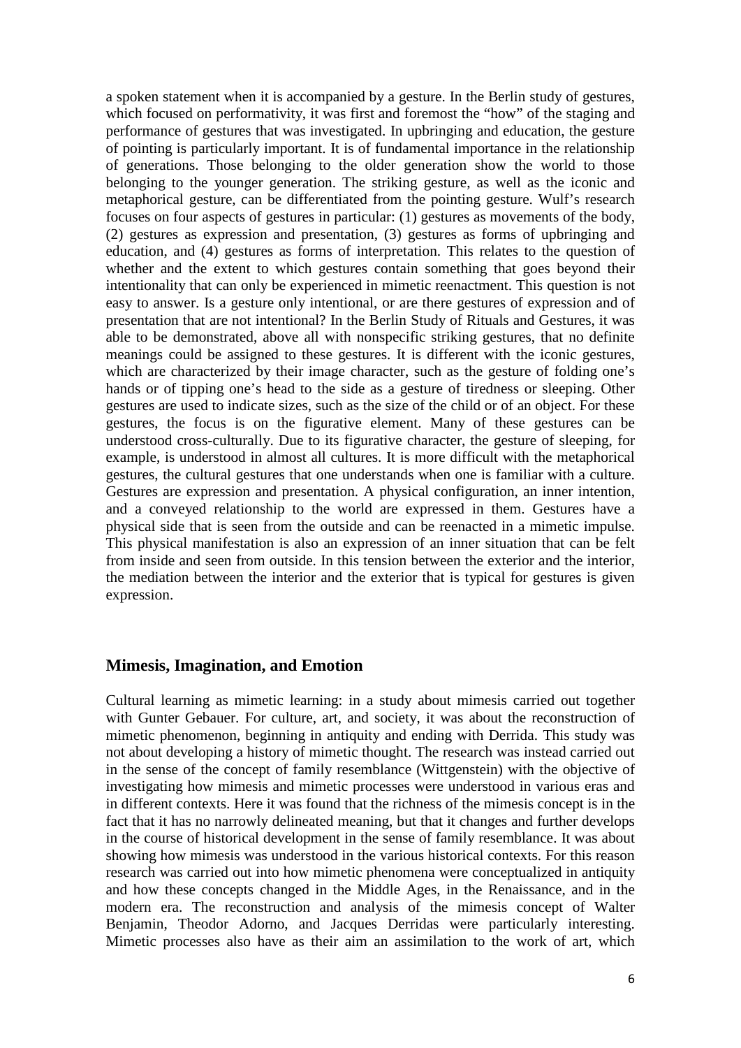a spoken statement when it is accompanied by a gesture. In the Berlin study of gestures, which focused on performativity, it was first and foremost the "how" of the staging and performance of gestures that was investigated. In upbringing and education, the gesture of pointing is particularly important. It is of fundamental importance in the relationship of generations. Those belonging to the older generation show the world to those belonging to the younger generation. The striking gesture, as well as the iconic and metaphorical gesture, can be differentiated from the pointing gesture. Wulf's research focuses on four aspects of gestures in particular: (1) gestures as movements of the body, (2) gestures as expression and presentation, (3) gestures as forms of upbringing and education, and (4) gestures as forms of interpretation. This relates to the question of whether and the extent to which gestures contain something that goes beyond their intentionality that can only be experienced in mimetic reenactment. This question is not easy to answer. Is a gesture only intentional, or are there gestures of expression and of presentation that are not intentional? In the Berlin Study of Rituals and Gestures, it was able to be demonstrated, above all with nonspecific striking gestures, that no definite meanings could be assigned to these gestures. It is different with the iconic gestures, which are characterized by their image character, such as the gesture of folding one's hands or of tipping one's head to the side as a gesture of tiredness or sleeping. Other gestures are used to indicate sizes, such as the size of the child or of an object. For these gestures, the focus is on the figurative element. Many of these gestures can be understood cross-culturally. Due to its figurative character, the gesture of sleeping, for example, is understood in almost all cultures. It is more difficult with the metaphorical gestures, the cultural gestures that one understands when one is familiar with a culture. Gestures are expression and presentation. A physical configuration, an inner intention, and a conveyed relationship to the world are expressed in them. Gestures have a physical side that is seen from the outside and can be reenacted in a mimetic impulse. This physical manifestation is also an expression of an inner situation that can be felt from inside and seen from outside. In this tension between the exterior and the interior, the mediation between the interior and the exterior that is typical for gestures is given expression.

## Mimesis, Imagination, and Emotion

Cultural learning as mimetic learning: in a study about mimesis carried out together with Gunter Gebauer. For culture, art, and society, it was about the reconstruction of mimetic phenomenon, beginning in antiquity and ending with Derrida. This study was not about developing a history of mimetic thought. The research was instead carried out in the sense of the concept of family resemblance (Wittgenstein) with the objective of investigating how mimesis and mimetic processes were understood in various eras and in different contexts. Here it was found that the richness of the mimesis concept is in the fact that it has no narrowly delineated meaning, but that it changes and further develops in the course of historical development in the sense of family resemblance. It was about showing how mimesis was understood in the various historical contexts. For this reason research was carried out into how mimetic phenomena were conceptualized in antiquity and how these concepts changed in the Middle Ages, in the Renaissance, and in the modern era. The reconstruction and analysis of the mimesis concept of Walter Benjamin, Theodor Adorno, and Jacques Derridas were particularly interesting. Mimetic processes also have as their aim an assimilation to the work of art, which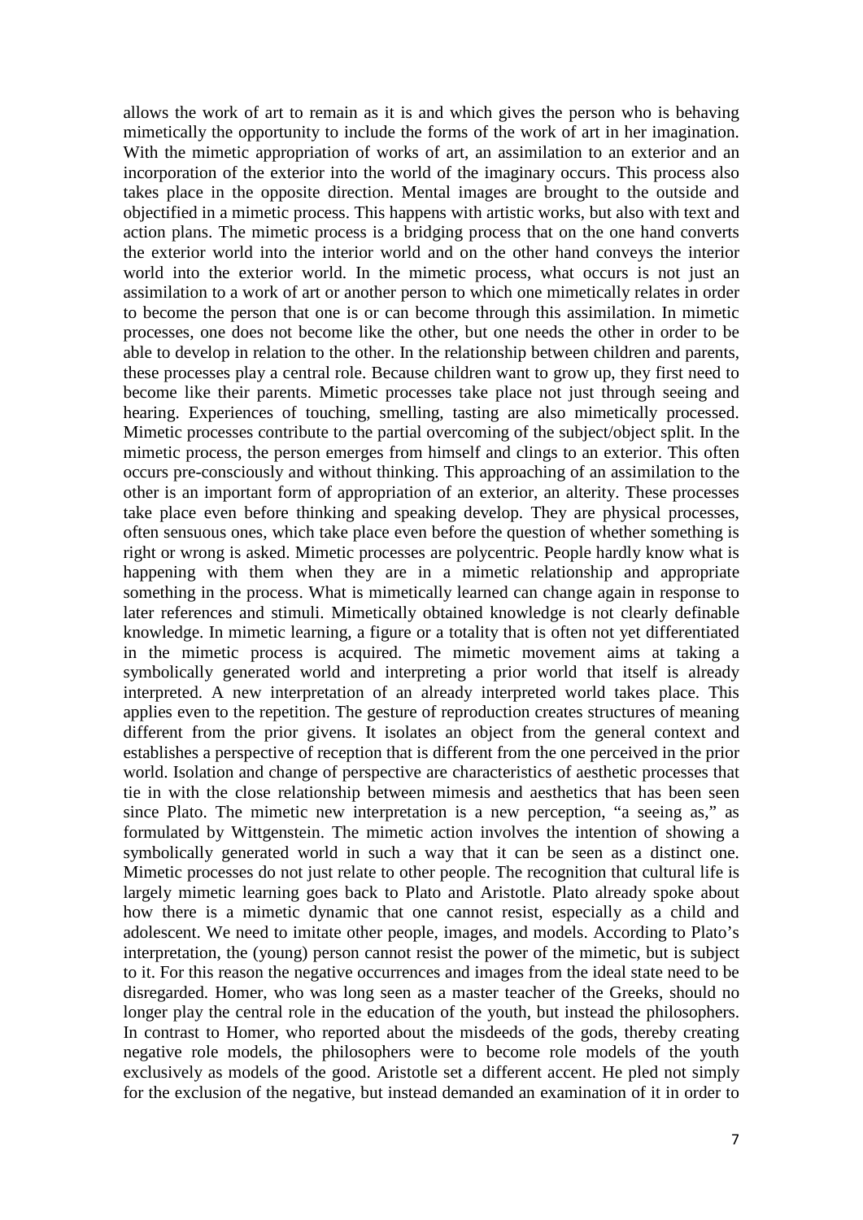allows the work of art to remain as it is and which gives the person who is behaving mimetically the opportunity to include the forms of the work of art in her imagination. With the mimetic appropriation of works of art, an assimilation to an exterior and an incorporation of the exterior into the world of the imaginary occurs. This process also takes place in the opposite direction. Mental images are brought to the outside and objectified in a mimetic process. This happens with artistic works, but also with text and action plans. The mimetic process is a bridging process that on the one hand converts the exterior world into the interior world and on the other hand conveys the interior world into the exterior world. In the mimetic process, what occurs is not just an assimilation to a work of art or another person to which one mimetically relates in order to become the person that one is or can become through this assimilation. In mimetic processes, one does not become like the other, but one needs the other in order to be able to develop in relation to the other. In the relationship between children and parents, these processes play a central role. Because children want to grow up, they first need to become like their parents. Mimetic processes take place not just through seeing and hearing. Experiences of touching, smelling, tasting are also mimetically processed. Mimetic processes contribute to the partial overcoming of the subject/object split. In the mimetic process, the person emerges from himself and clings to an exterior. This often occurs pre-consciously and without thinking. This approaching of an assimilation to the other is an important form of appropriation of an exterior, an alterity. These processes take place even before thinking and speaking develop. They are physical processes, often sensuous ones, which take place even before the question of whether something is right or wrong is asked. Mimetic processes are polycentric. People hardly know what is happening with them when they are in a mimetic relationship and appropriate something in the process. What is mimetically learned can change again in response to later references and stimuli. Mimetically obtained knowledge is not clearly definable knowledge. In mimetic learning, a figure or a totality that is often not yet differentiated in the mimetic process is acquired. The mimetic movement aims at taking a symbolically generated world and interpreting a prior world that itself is already interpreted. A new interpretation of an already interpreted world takes place. This applies even to the repetition. The gesture of reproduction creates structures of meaning different from the prior givens. It isolates an object from the general context and establishes a perspective of reception that is different from the one perceived in the prior world. Isolation and change of perspective are characteristics of aesthetic processes that tie in with the close relationship between mimesis and aesthetics that has been seen since Plato. The mimetic new interpretation is a new perception, "a seeing as," as formulated by Wittgenstein. The mimetic action involves the intention of showing a symbolically generated world in such a way that it can be seen as a distinct one. Mimetic processes do not just relate to other people. The recognition that cultural life is largely mimetic learning goes back to Plato and Aristotle. Plato already spoke about how there is a mimetic dynamic that one cannot resist, especially as a child and adolescent. We need to imitate other people, images, and models. According to Plato's interpretation, the (young) person cannot resist the power of the mimetic, but is subject to it. For this reason the negative occurrences and images from the ideal state need to be disregarded. Homer, who was long seen as a master teacher of the Greeks, should no longer play the central role in the education of the youth, but instead the philosophers. In contrast to Homer, who reported about the misdeeds of the gods, thereby creating negative role models, the philosophers were to become role models of the youth exclusively as models of the good. Aristotle set a different accent. He pled not simply for the exclusion of the negative, but instead demanded an examination of it in order to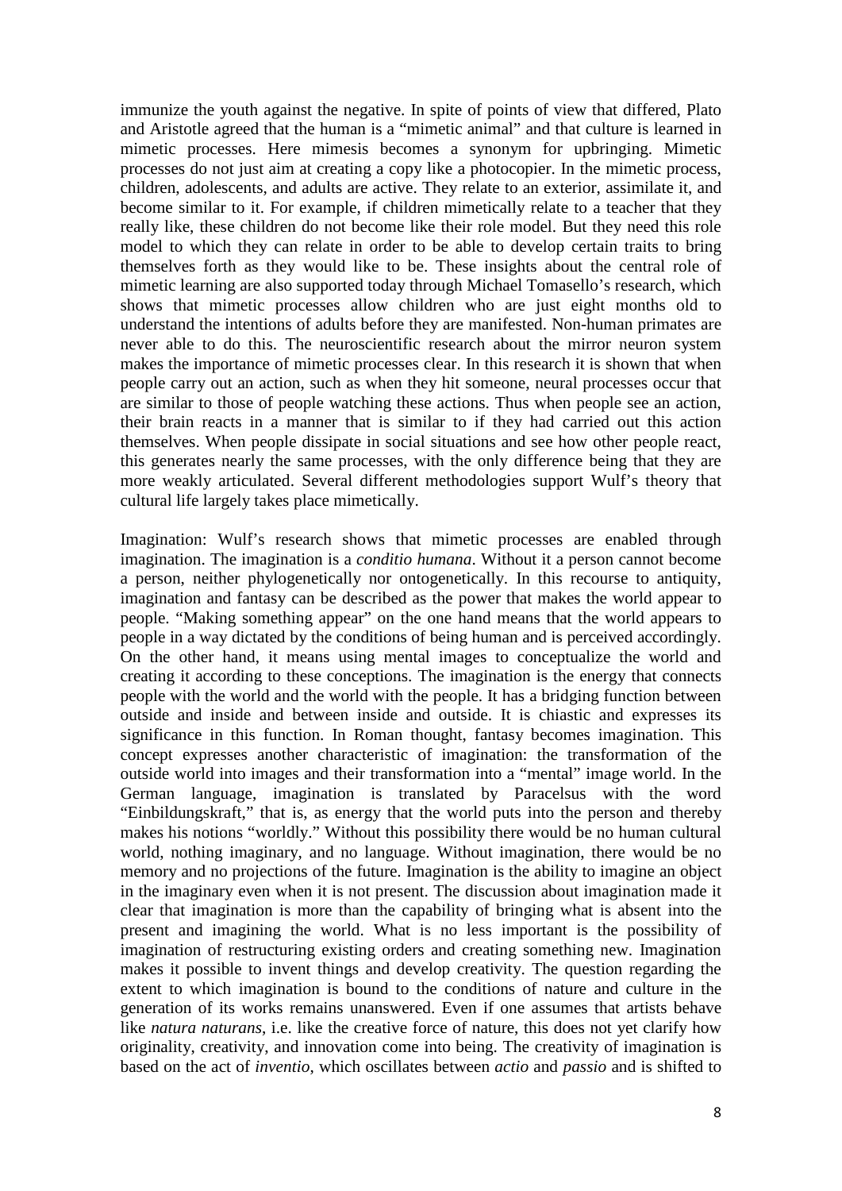immunize the youth against the negative. In spite of points of view that differed, Plato and Aristotle agreed that the human is a "mimetic animal" and that culture is learned in mimetic processes. Here mimesis becomes a synonym for upbringing. Mimetic processes do not just aim at creating a copy like a photocopier. In the mimetic process, children, adolescents, and adults are active. They relate to an exterior, assimilate it, and become similar to it. For example, if children mimetically relate to a teacher that they really like, these children do not become like their role model. But they need this role model to which they can relate in order to be able to develop certain traits to bring themselves forth as they would like to be. These insights about the central role of mimetic learning are also supported today through Michael Tomasello's research, which shows that mimetic processes allow children who are just eight months old to understand the intentions of adults before they are manifested. Non-human primates are never able to do this. The neuroscientific research about the mirror neuron system makes the importance of mimetic processes clear. In this research it is shown that when people carry out an action, such as when they hit someone, neural processes occur that are similar to those of people watching these actions. Thus when people see an action, their brain reacts in a manner that is similar to if they had carried out this action themselves. When people dissipate in social situations and see how other people react, this generates nearly the same processes, with the only difference being that they are more weakly articulated. Several different methodologies support Wulf's theory that cultural life largely takes place mimetically.

Imagination: Wulf's research shows that mimetic processes are enabled through imagination. The imagination is a *conditio humana*. Without it a person cannot become a person, neither phylogenetically nor ontogenetically. In this recourse to antiquity, imagination and fantasy can be described as the power that makes the world appear to people. "Making something appear" on the one hand means that the world appears to people in a way dictated by the conditions of being human and is perceived accordingly. On the other hand, it means using mental images to conceptualize the world and creating it according to these conceptions. The imagination is the energy that connects people with the world and the world with the people. It has a bridging function between outside and inside and between inside and outside. It is chiastic and expresses its significance in this function. In Roman thought, fantasy becomes imagination. This concept expresses another characteristic of imagination: the transformation of the outside world into images and their transformation into a "mental" image world. In the German language, imagination is translated by Paracelsus with the word "Einbildungskraft," that is, as energy that the world puts into the person and thereby makes his notions "worldly." Without this possibility there would be no human cultural world, nothing imaginary, and no language. Without imagination, there would be no memory and no projections of the future. Imagination is the ability to imagine an object in the imaginary even when it is not present. The discussion about imagination made it clear that imagination is more than the capability of bringing what is absent into the present and imagining the world. What is no less important is the possibility of imagination of restructuring existing orders and creating something new. Imagination makes it possible to invent things and develop creativity. The question regarding the extent to which imagination is bound to the conditions of nature and culture in the generation of its works remains unanswered. Even if one assumes that artists behave like *natura naturans*, i.e. like the creative force of nature, this does not yet clarify how originality, creativity, and innovation come into being. The creativity of imagination is based on the act of *inventio*, which oscillates between *actio* and *passio* and is shifted to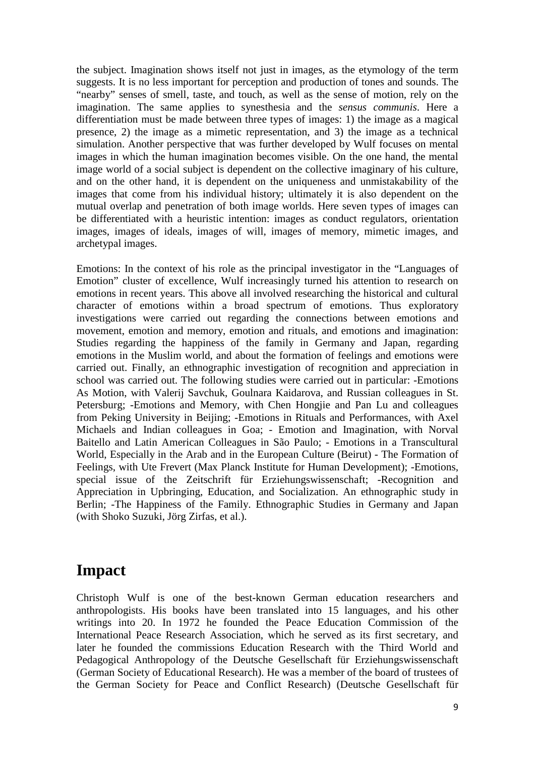the subject. Imagination shows itself not just in images, as the etymology of the term suggests. It is no less important for perception and production of tones and sounds. The "nearby" senses of smell, taste, and touch, as well as the sense of motion, rely on the imagination. The same applies to synesthesia and the *sensus communis*. Here a differentiation must be made between three types of images: 1) the image as a magical presence, 2) the image as a mimetic representation, and 3) the image as a technical simulation. Another perspective that was further developed by Wulf focuses on mental images in which the human imagination becomes visible. On the one hand, the mental image world of a social subject is dependent on the collective imaginary of his culture, and on the other hand, it is dependent on the uniqueness and unmistakability of the images that come from his individual history; ultimately it is also dependent on the mutual overlap and penetration of both image worlds. Here seven types of images can be differentiated with a heuristic intention: images as conduct regulators, orientation images, images of ideals, images of will, images of memory, mimetic images, and archetypal images.

Emotions: In the context of his role as the principal investigator in the "Languages of Emotion" cluster of excellence, Wulf increasingly turned his attention to research on emotions in recent years. This above all involved researching the historical and cultural character of emotions within a broad spectrum of emotions. Thus exploratory investigations were carried out regarding the connections between emotions and movement, emotion and memory, emotion and rituals, and emotions and imagination: Studies regarding the happiness of the family in Germany and Japan, regarding emotions in the Muslim world, and about the formation of feelings and emotions were carried out. Finally, an ethnographic investigation of recognition and appreciation in school was carried out. The following studies were carried out in particular: -Emotions As Motion, with Valerij Savchuk, Goulnara Kaidarova, and Russian colleagues in St. Petersburg; -Emotions and Memory, with Chen Hongjie and Pan Lu and colleagues from Peking University in Beijing; -Emotions in Rituals and Performances, with Axel Michaels and Indian colleagues in Goa; - Emotion and Imagination, with Norval Baitello and Latin American Colleagues in São Paulo; - Emotions in a Transcultural World, Especially in the Arab and in the European Culture (Beirut) - The Formation of Feelings, with Ute Frevert (Max Planck Institute for Human Development); -Emotions, special issue of the Zeitschrift für Erziehungswissenschaft; -Recognition and Appreciation in Upbringing, Education, and Socialization. An ethnographic study in Berlin; -The Happiness of the Family. Ethnographic Studies in Germany and Japan (with Shoko Suzuki, Jörg Zirfas, et al.).

# Impact

Christoph Wulf is one of the best-known German education researchers and anthropologists. His books have been translated into 15 languages, and his other writings into 20. In 1972 he founded the Peace Education Commission of the International Peace Research Association, which he served as its first secretary, and later he founded the commissions Education Research with the Third World and Pedagogical Anthropology of the Deutsche Gesellschaft für Erziehungswissenschaft (German Society of Educational Research). He was a member of the board of trustees of the German Society for Peace and Conflict Research) (Deutsche Gesellschaft für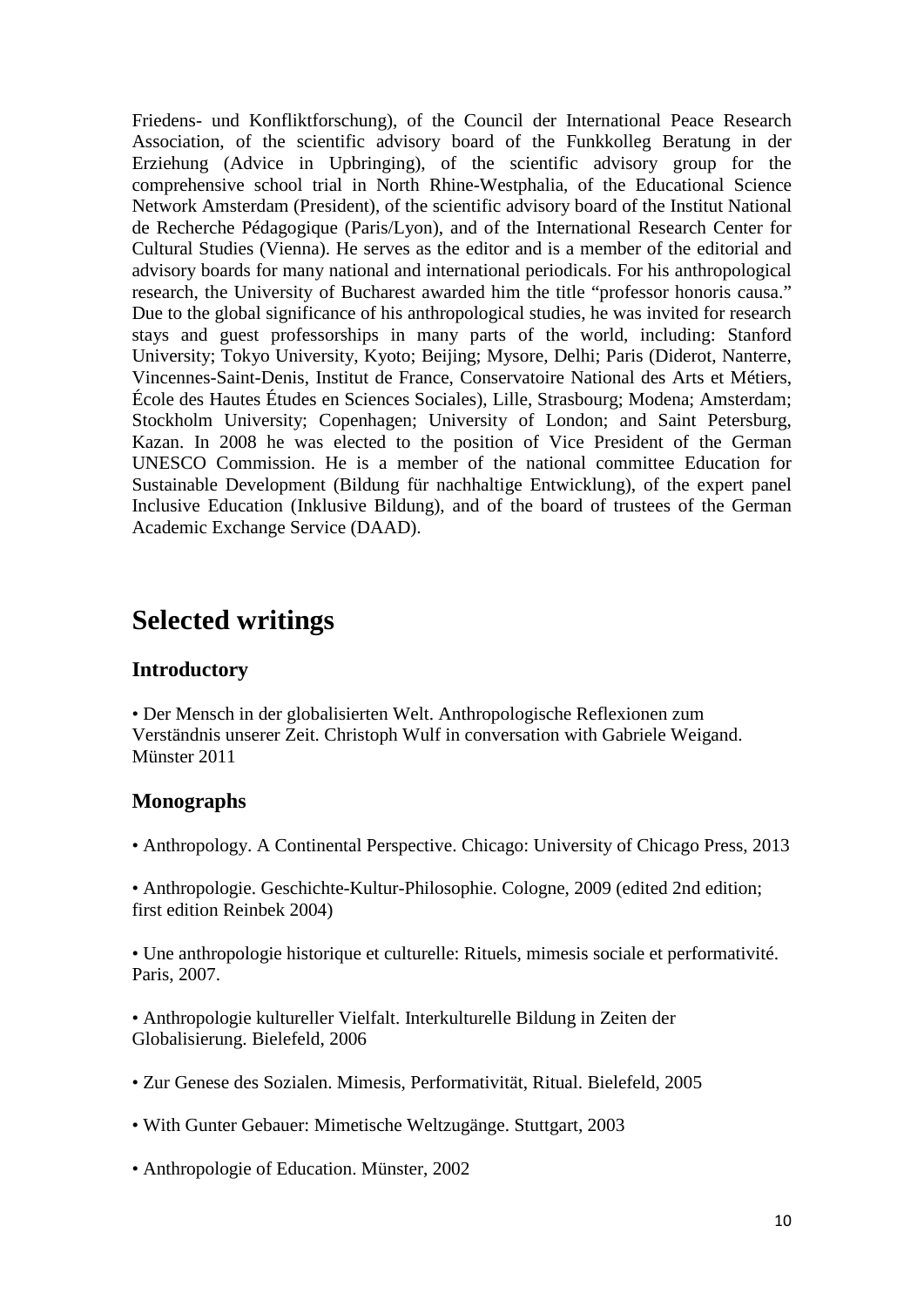Friedens- und Konfliktforschung), of the Council der International Peace Research Association, of the scientific advisory board of the Funkkolleg Beratung in der Erziehung (Advice in Upbringing), of the scientific advisory group for the comprehensive school trial in North Rhine-Westphalia, of the Educational Science Network Amsterdam (President), of the scientific advisory board of the Institut National de Recherche Pédagogique (Paris/Lyon), and of the International Research Center for Cultural Studies (Vienna). He serves as the editor and is a member of the editorial and advisory boards for many national and international periodicals. For his anthropological research, the University of Bucharest awarded him the title "professor honoris causa." Due to the global significance of his anthropological studies, he was invited for research stays and guest professorships in many parts of the world, including: Stanford University; Tokyo University, Kyoto; Beijing; Mysore, Delhi; Paris (Diderot, Nanterre, Vincennes-Saint-Denis, Institut de France, Conservatoire National des Arts et Métiers, École des Hautes Études en Sciences Sociales), Lille, Strasbourg; Modena; Amsterdam; Stockholm University; Copenhagen; University of London; and Saint Petersburg, Kazan. In 2008 he was elected to the position of Vice President of the German UNESCO Commission. He is a member of the national committee Education for Sustainable Development (Bildung für nachhaltige Entwicklung), of the expert panel Inclusive Education (Inklusive Bildung), and of the board of trustees of the German Academic Exchange Service (DAAD).

# Selected writings

## Introductory

• Der Mensch in der globalisierten Welt. Anthropologische Reflexionen zum Verständnis unserer Zeit. Christoph Wulf in conversation with Gabriele Weigand. Münster 2011

## Monographs

• Anthropology. A Continental Perspective. Chicago: University of Chicago Press, 2013

• Anthropologie. Geschichte-Kultur-Philosophie. Cologne, 2009 (edited 2nd edition; first edition Reinbek 2004)

• Une anthropologie historique et culturelle: Rituels, mimesis sociale et performativité. Paris, 2007.

• Anthropologie kultureller Vielfalt. Interkulturelle Bildung in Zeiten der Globalisierung. Bielefeld, 2006

• Zur Genese des Sozialen. Mimesis, Performativität, Ritual. Bielefeld, 2005

• With Gunter Gebauer: Mimetische Weltzugänge. Stuttgart, 2003

• Anthropologie of Education. Münster, 2002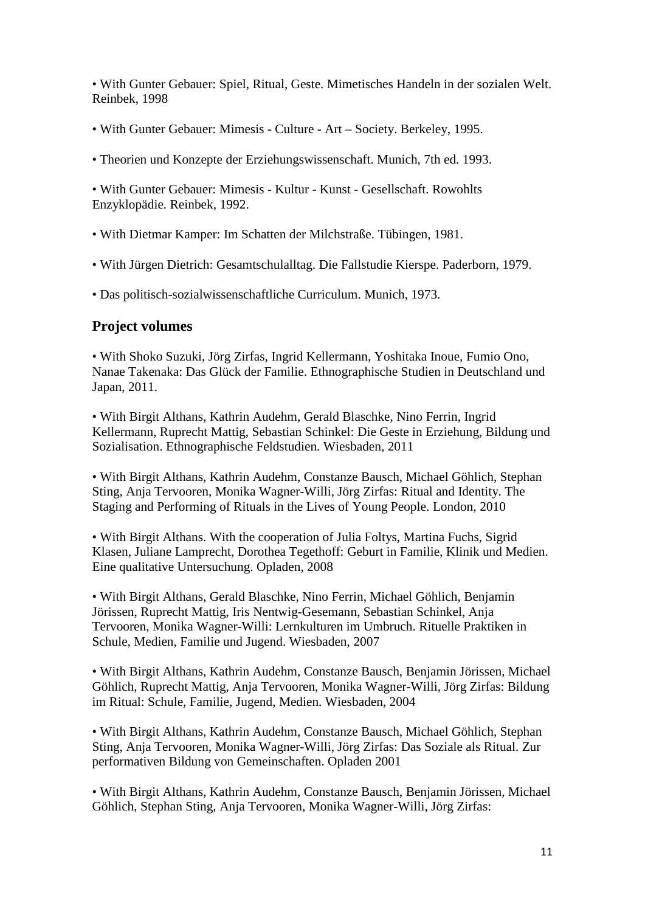- With Gunter Gebauer: Spiel, Ritual, Geste. Mimetisches Handeln in der sozialen Welt. Reinbek, 1998

- With Gunter Gebauer: Mimesis - Culture - Art – Society. Berkeley, 1995.

- Theorien und Konzepte der Erziehungswissenschaft. Munich, 7th ed. 1993.

- With Gunter Gebauer: Mimesis - Kultur - Kunst - Gesellschaft. Rowohlts Enzyklopädie. Reinbek, 1992.

- With Dietmar Kamper: Im Schatten der Milchstraße. Tübingen, 1981.

- With Jürgen Dietrich: Gesamtschulalltag. Die Fallstudie Kierspe. Paderborn, 1979.

- Das politisch-sozialwissenschaftliche Curriculum. Munich, 1973.

### Project volumes

- With Shoko Suzuki, Jörg Zirfas, Ingrid Kellermann, Yoshitaka Inoue, Fumio Ono, Nanae Takenaka: Das Glück der Familie. Ethnographische Studien in Deutschland und Japan, 2011.

- With Birgit Althans, Kathrin Audehm, Gerald Blaschke, Nino Ferrin, Ingrid Kellermann, Ruprecht Mattig, Sebastian Schinkel: Die Geste in Erziehung, Bildung und Sozialisation. Ethnographische Feldstudien. Wiesbaden, 2011

- With Birgit Althans, Kathrin Audehm, Constanze Bausch, Michael Göhlich, Stephan Sting, Anja Tervooren, Monika Wagner-Willi, Jörg Zirfas: Ritual and Identity. The Staging and Performing of Rituals in the Lives of Young People. London, 2010

- With Birgit Althans. With the cooperation of Julia Foltys, Martina Fuchs, Sigrid Klasen, Juliane Lamprecht, Dorothea Tegethoff: Geburt in Familie, Klinik und Medien. Eine qualitative Untersuchung. Opladen, 2008

- With Birgit Althans, Gerald Blaschke, Nino Ferrin, Michael Göhlich, Benjamin Jörissen, Ruprecht Mattig, Iris Nentwig-Gesemann, Sebastian Schinkel, Anja Tervooren, Monika Wagner-Willi: Lernkulturen im Umbruch. Rituelle Praktiken in Schule, Medien, Familie und Jugend. Wiesbaden, 2007

- With Birgit Althans, Kathrin Audehm, Constanze Bausch, Benjamin Jörissen, Michael Göhlich, Ruprecht Mattig, Anja Tervooren, Monika Wagner-Willi, Jörg Zirfas: Bildung im Ritual: Schule, Familie, Jugend, Medien. Wiesbaden, 2004

- With Birgit Althans, Kathrin Audehm, Constanze Bausch, Michael Göhlich, Stephan Sting, Anja Tervooren, Monika Wagner-Willi, Jörg Zirfas: Das Soziale als Ritual. Zur performativen Bildung von Gemeinschaften. Opladen 2001

- With Birgit Althans, Kathrin Audehm, Constanze Bausch, Benjamin Jörissen, Michael Göhlich, Stephan Sting, Anja Tervooren, Monika Wagner-Willi, Jörg Zirfas: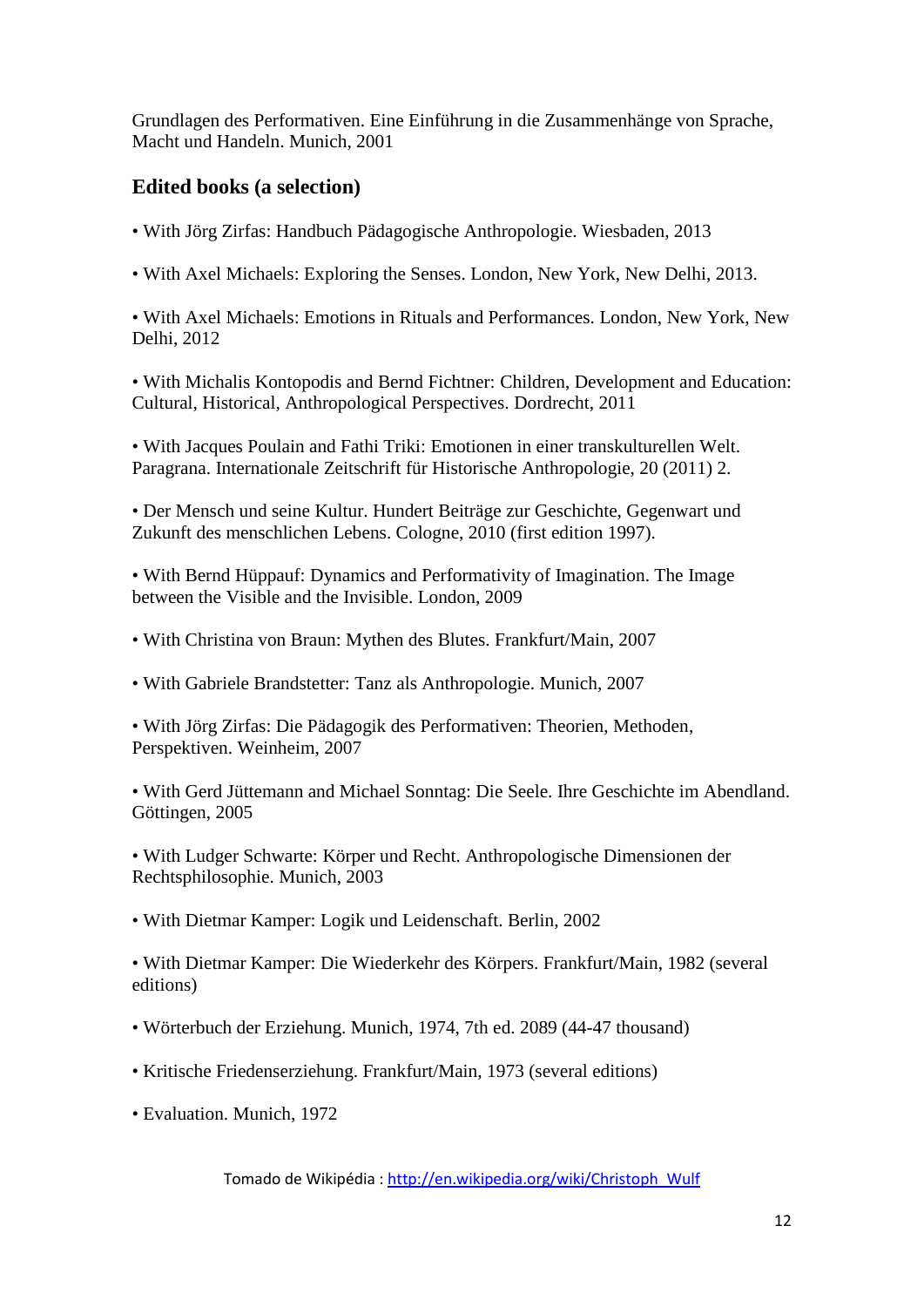Grundlagen des Performativen. Eine Einführung in die Zusammenhänge von Sprache, Macht und Handeln. Munich, 2001

## Edited books (a selection)

- With Jörg Zirfas: Handbuch Pädagogische Anthropologie. Wiesbaden, 2013
- With Axel Michaels: Exploring the Senses. London, New York, New Delhi, 2013.
- With Axel Michaels: Emotions in Rituals and Performances. London, New York, New Delhi, 2012
- With Michalis Kontopodis and Bernd Fichtner: Children, Development and Education: Cultural, Historical, Anthropological Perspectives. Dordrecht, 2011
- With Jacques Poulain and Fathi Triki: Emotionen in einer transkulturellen Welt. Paragrana. Internationale Zeitschrift für Historische Anthropologie, 20 (2011) 2.
- Der Mensch und seine Kultur. Hundert Beiträge zur Geschichte, Gegenwart und Zukunft des menschlichen Lebens. Cologne, 2010 (first edition 1997).
- With Bernd Hüppauf: Dynamics and Performativity of Imagination. The Image between the Visible and the Invisible. London, 2009
- With Christina von Braun: Mythen des Blutes. Frankfurt/Main, 2007
- With Gabriele Brandstetter: Tanz als Anthropologie. Munich, 2007
- With Jörg Zirfas: Die Pädagogik des Performativen: Theorien, Methoden, Perspektiven. Weinheim, 2007
- With Gerd Jüttemann and Michael Sonntag: Die Seele. Ihre Geschichte im Abendland. Göttingen, 2005
- With Ludger Schwarte: Körper und Recht. Anthropologische Dimensionen der Rechtsphilosophie. Munich, 2003
- With Dietmar Kamper: Logik und Leidenschaft. Berlin, 2002
- With Dietmar Kamper: Die Wiederkehr des Körpers. Frankfurt/Main, 1982 (several editions)
- Wörterbuch der Erziehung. Munich, 1974, 7th ed. 2089 (44-47 thousand)
- Kritische Friedenserziehung. Frankfurt/Main, 1973 (several editions)
- Evaluation. Munich, 1972

Tomado de Wikipédia : http://en.wikipedia.org/wiki/Christoph_Wulf